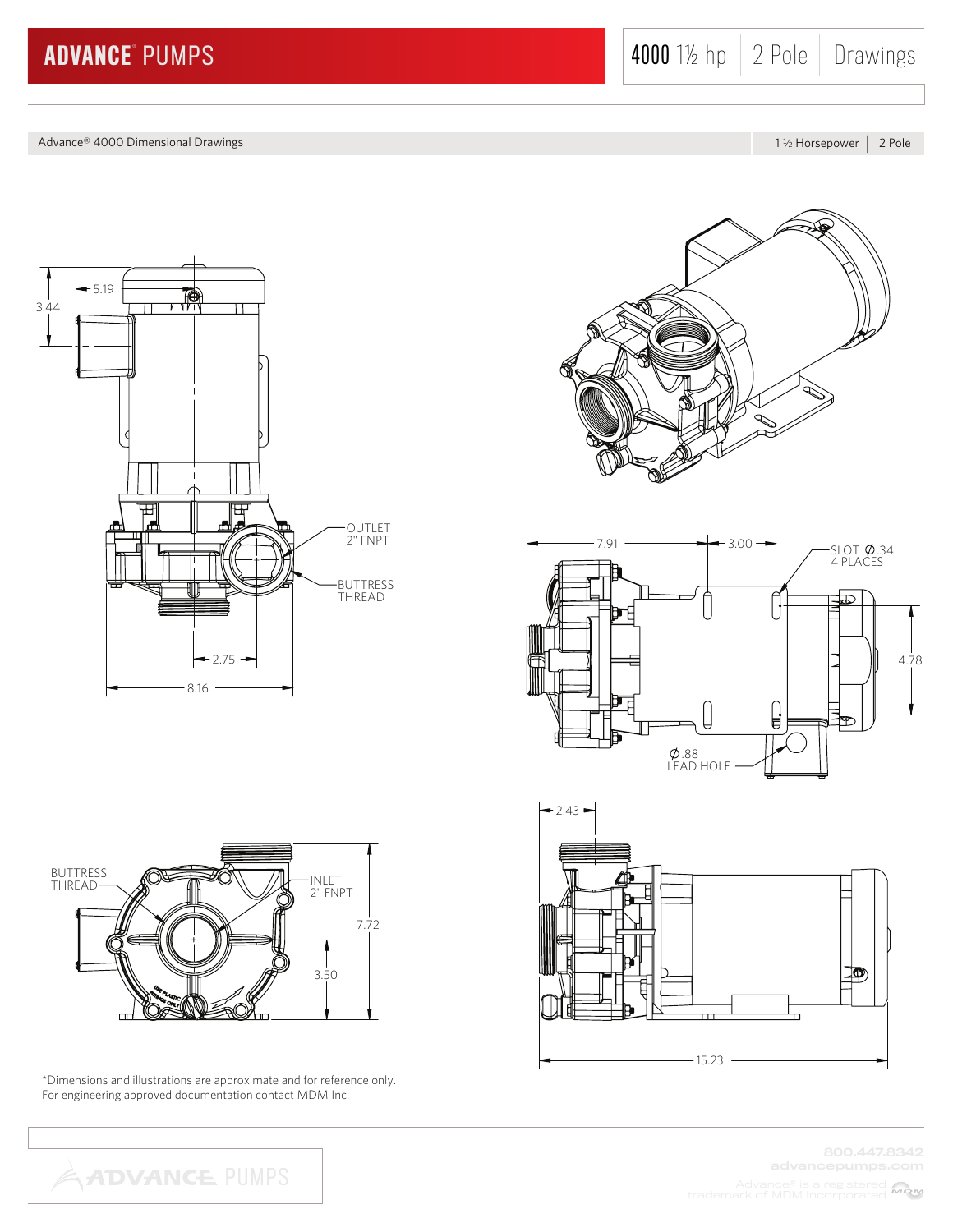# ADVANCE® PUMPS

4000 1½ hp | 2 Pole | Drawings

Advance® 4000 Dimensional Drawings | 1 ½ Horsepower | 2 Pole

5.19

3.44

OUTLET
2" FNPT

BUTTRESS
THREAD

2.75

8.16

7.91

3.00

SLOT Ø.34
4 PLACES

4.78

Ø.88
LEAD HOLE

BUTTRESS
THREAD

INLET
2" FNPT

7.72

3.50

2.43

15.23

*Dimensions and illustrations are approximate and for reference only.
For engineering approved documentation contact MDM Inc.

800.447.8342
advancepumps.com

Advance® is a registered trademark of MDM Incorporated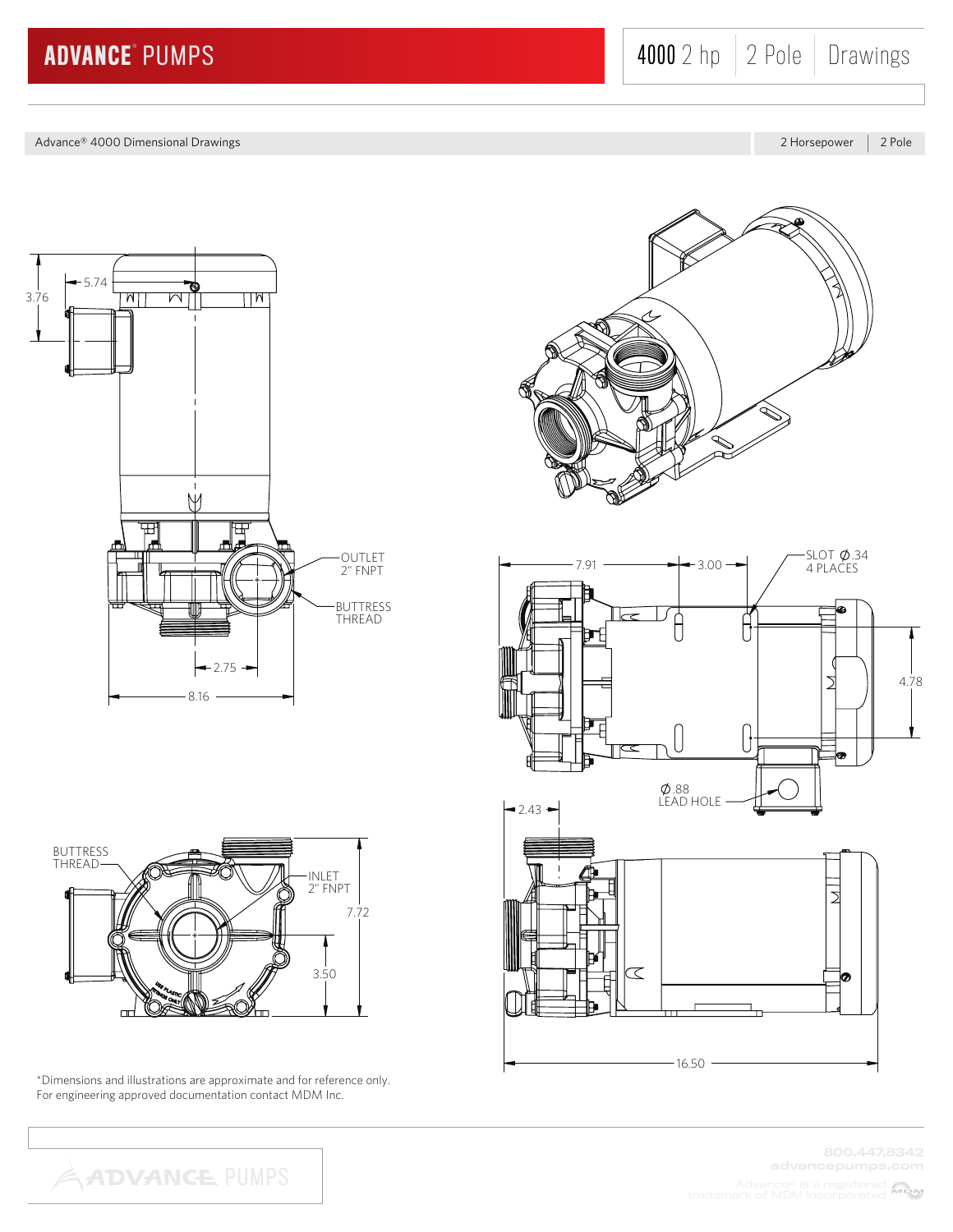# ADVANCE® PUMPS

4000 2 hp | 2 Pole | Drawings

Advance® 4000 Dimensional Drawings — 2 Horsepower | 2 Pole

3.76

5.74

OUTLET
2" FNPT

BUTTRESS
THREAD

2.75

8.16

7.91

3.00

SLOT Ø.34
4 PLACES

4.78

Ø.88
LEAD HOLE

2.43

BUTTRESS
THREAD

INLET
2" FNPT

7.72

3.50

16.50

*Dimensions and illustrations are approximate and for reference only.
For engineering approved documentation contact MDM Inc.

800.447.8342
advancepumps.com

Advance® is a registered trademark of MDM Incorporated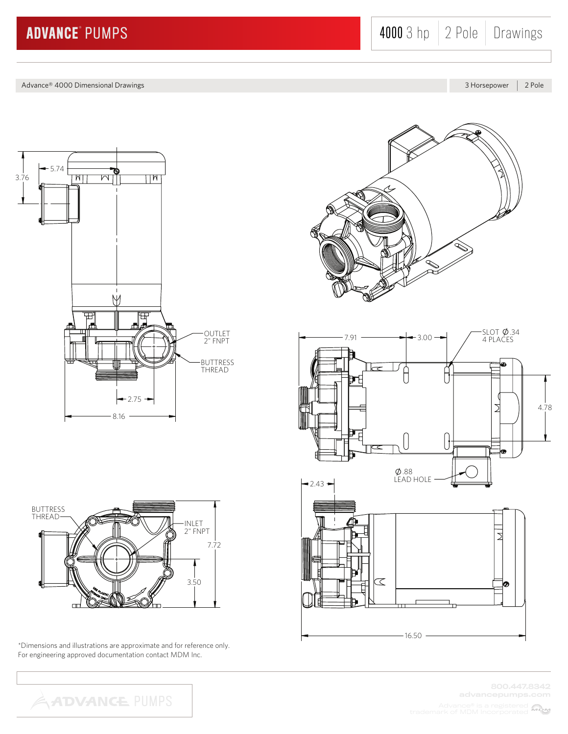# ADVANCE® PUMPS

## 4000 3 hp | 2 Pole | Drawings

Advance® 4000 Dimensional Drawings | 3 Horsepower | 2 Pole

5.74

3.76

OUTLET
2" FNPT

BUTTRESS
THREAD

2.75

8.16

7.91

3.00

SLOT Ø.34
4 PLACES

4.78

Ø.88
LEAD HOLE

2.43

BUTTRESS
THREAD

INLET
2" FNPT

7.72

3.50

16.50

*Dimensions and illustrations are approximate and for reference only.
For engineering approved documentation contact MDM Inc.

800.447.8342
advancepumps.com

Advance® is a registered trademark of MDM Incorporated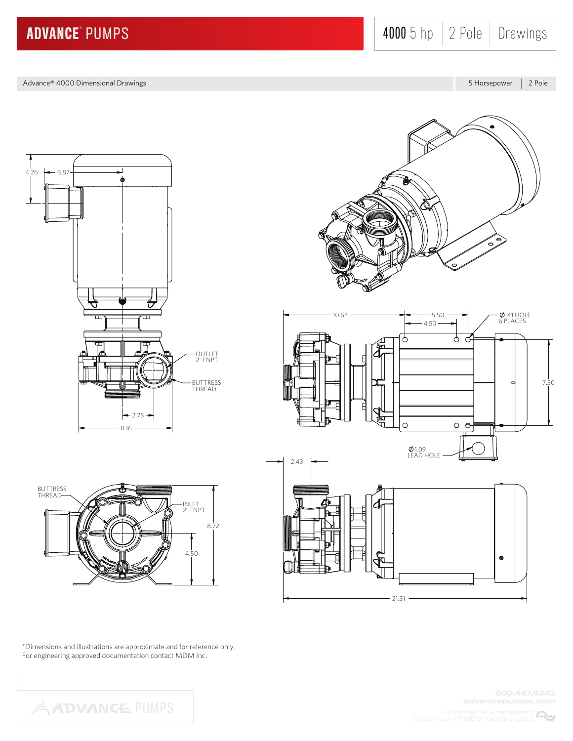# ADVANCE® PUMPS

## 4000 5 hp | 2 Pole | Drawings

Advance® 4000 Dimensional Drawings | 5 Horsepower | 2 Pole

4.26

6.87

OUTLET 2" FNPT

BUTTRESS THREAD

2.75

8.16

10.64

5.50

4.50

Ø.41 HOLE 6 PLACES

7.50

Ø1.09 LEAD HOLE

2.43

BUTTRESS THREAD

INLET 2" FNPT

8.72

4.50

21.31

*Dimensions and illustrations are approximate and for reference only.
For engineering approved documentation contact MDM Inc.

800.447.8342
advancepumps.com
Advance® is a registered trademark of MDM Incorporated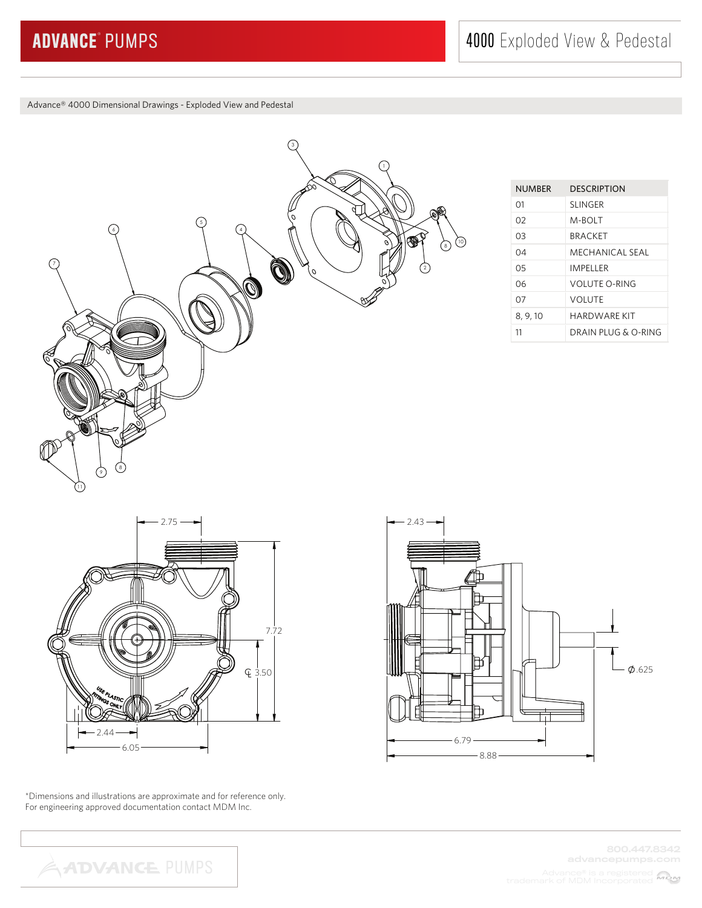# 4000 Exploded View & Pedestal

Advance® 4000 Dimensional Drawings - Exploded View and Pedestal

| NUMBER | DESCRIPTION |
|---|---|
| 01 | SLINGER |
| 02 | M-BOLT |
| 03 | BRACKET |
| 04 | MECHANICAL SEAL |
| 05 | IMPELLER |
| 06 | VOLUTE O-RING |
| 07 | VOLUTE |
| 8, 9, 10 | HARDWARE KIT |
| 11 | DRAIN PLUG & O-RING |

2.75
7.72
℄ 3.50
2.44
6.05
USE PLASTIC FITTINGS ONLY

2.43
Ø .625
6.79
8.88

*Dimensions and illustrations are approximate and for reference only.
For engineering approved documentation contact MDM Inc.

800.447.8342
advancepumps.com
Advance® is a registered trademark of MDM Incorporated